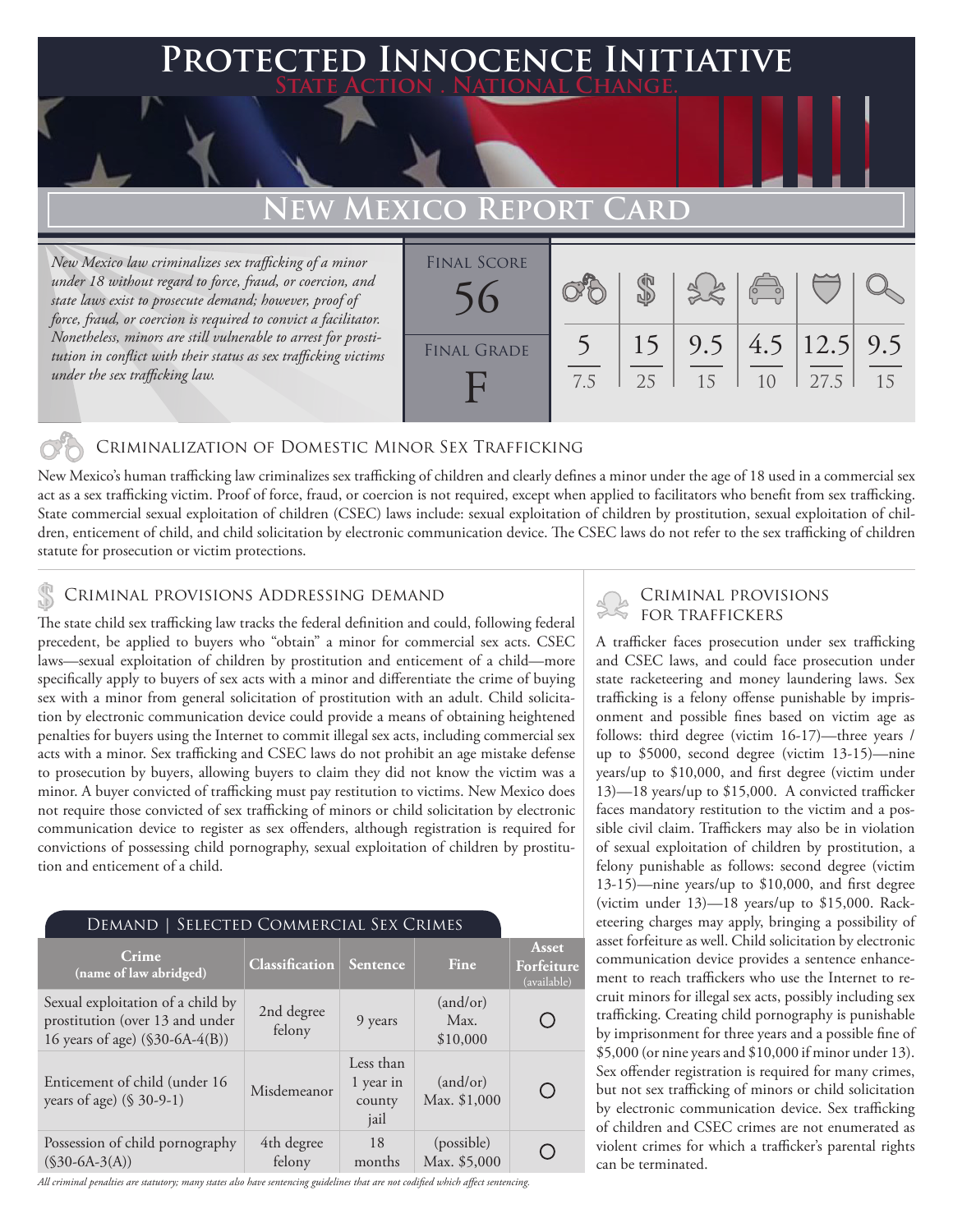# Protected Innocence Initiative

**State Action . National Change.**

## New Mexico Report Card

*New Mexico law criminalizes sex trafficking of a minor under 18 without regard to force, fraud, or coercion, and state laws exist to prosecute demand; however, proof of force, fraud, or coercion is required to convict a facilitator. Nonetheless, minors are still vulnerable to arrest for prostitution in conflict with their status as sex trafficking victims under the sex trafficking law.*

| Final Score | | | | | | |
|---|---|---|---|---|---|---|
| 56 | 5 / 7.5 | 15 / 25 | 9.5 / 15 | 4.5 / 10 | 12.5 / 27.5 | 9.5 / 15 |
| **Final Grade** | | | | | | |
| F | | | | | | |

### Criminalization of Domestic Minor Sex Trafficking

New Mexico's human trafficking law criminalizes sex trafficking of children and clearly defines a minor under the age of 18 used in a commercial sex act as a sex trafficking victim. Proof of force, fraud, or coercion is not required, except when applied to facilitators who benefit from sex trafficking. State commercial sexual exploitation of children (CSEC) laws include: sexual exploitation of children by prostitution, sexual exploitation of children, enticement of child, and child solicitation by electronic communication device. The CSEC laws do not refer to the sex trafficking of children statute for prosecution or victim protections.

### Criminal provisions Addressing demand

The state child sex trafficking law tracks the federal definition and could, following federal precedent, be applied to buyers who "obtain" a minor for commercial sex acts. CSEC laws—sexual exploitation of children by prostitution and enticement of a child—more specifically apply to buyers of sex acts with a minor and differentiate the crime of buying sex with a minor from general solicitation of prostitution with an adult. Child solicitation by electronic communication device could provide a means of obtaining heightened penalties for buyers using the Internet to commit illegal sex acts, including commercial sex acts with a minor. Sex trafficking and CSEC laws do not prohibit an age mistake defense to prosecution by buyers, allowing buyers to claim they did not know the victim was a minor. A buyer convicted of trafficking must pay restitution to victims. New Mexico does not require those convicted of sex trafficking of minors or child solicitation by electronic communication device to register as sex offenders, although registration is required for convictions of possessing child pornography, sexual exploitation of children by prostitution and enticement of a child.

**Demand | Selected Commercial Sex Crimes**

| Crime (name of law abridged) | Classification | Sentence | Fine | Asset Forfeiture (available) |
|---|---|---|---|---|
| Sexual exploitation of a child by prostitution (over 13 and under 16 years of age) (§30-6A-4(B)) | 2nd degree felony | 9 years | (and/or) Max. $10,000 | ○ |
| Enticement of child (under 16 years of age) (§ 30-9-1) | Misdemeanor | Less than 1 year in county jail | (and/or) Max. $1,000 | ○ |
| Possession of child pornography (§30-6A-3(A)) | 4th degree felony | 18 months | (possible) Max. $5,000 | ○ |

*All criminal penalties are statutory; many states also have sentencing guidelines that are not codified which affect sentencing.*

### Criminal provisions for traffickers

A trafficker faces prosecution under sex trafficking and CSEC laws, and could face prosecution under state racketeering and money laundering laws. Sex trafficking is a felony offense punishable by imprisonment and possible fines based on victim age as follows: third degree (victim 16-17)—three years / up to $5000, second degree (victim 13-15)—nine years/up to $10,000, and first degree (victim under 13)—18 years/up to $15,000. A convicted trafficker faces mandatory restitution to the victim and a possible civil claim. Traffickers may also be in violation of sexual exploitation of children by prostitution, a felony punishable as follows: second degree (victim 13-15)—nine years/up to $10,000, and first degree (victim under 13)—18 years/up to $15,000. Racketeering charges may apply, bringing a possibility of asset forfeiture as well. Child solicitation by electronic communication device provides a sentence enhancement to reach traffickers who use the Internet to recruit minors for illegal sex acts, possibly including sex trafficking. Creating child pornography is punishable by imprisonment for three years and a possible fine of $5,000 (or nine years and $10,000 if minor under 13). Sex offender registration is required for many crimes, but not sex trafficking of minors or child solicitation by electronic communication device. Sex trafficking of children and CSEC crimes are not enumerated as violent crimes for which a trafficker's parental rights can be terminated.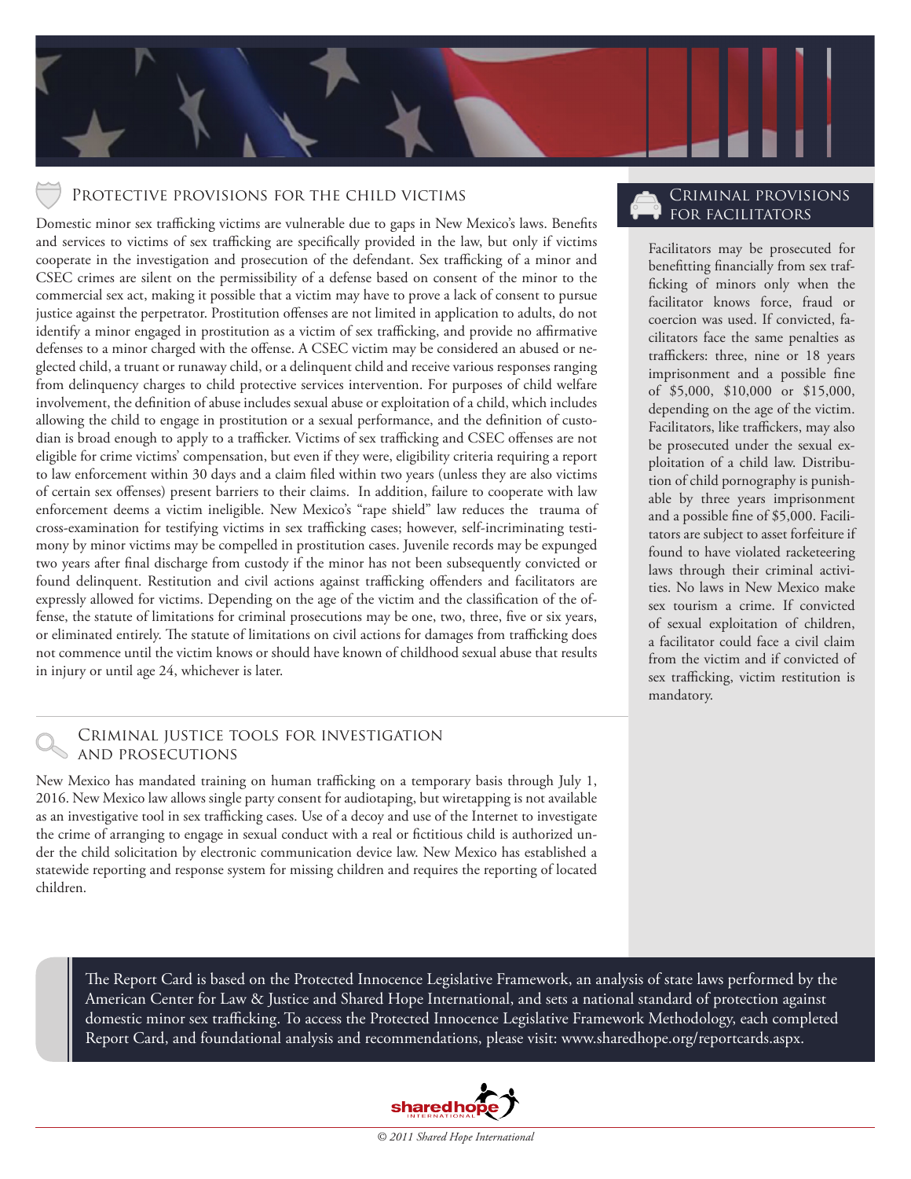## Protective provisions for the child victims

Domestic minor sex trafficking victims are vulnerable due to gaps in New Mexico's laws. Benefits and services to victims of sex trafficking are specifically provided in the law, but only if victims cooperate in the investigation and prosecution of the defendant. Sex trafficking of a minor and CSEC crimes are silent on the permissibility of a defense based on consent of the minor to the commercial sex act, making it possible that a victim may have to prove a lack of consent to pursue justice against the perpetrator. Prostitution offenses are not limited in application to adults, do not identify a minor engaged in prostitution as a victim of sex trafficking, and provide no affirmative defenses to a minor charged with the offense. A CSEC victim may be considered an abused or neglected child, a truant or runaway child, or a delinquent child and receive various responses ranging from delinquency charges to child protective services intervention. For purposes of child welfare involvement, the definition of abuse includes sexual abuse or exploitation of a child, which includes allowing the child to engage in prostitution or a sexual performance, and the definition of custodian is broad enough to apply to a trafficker. Victims of sex trafficking and CSEC offenses are not eligible for crime victims' compensation, but even if they were, eligibility criteria requiring a report to law enforcement within 30 days and a claim filed within two years (unless they are also victims of certain sex offenses) present barriers to their claims. In addition, failure to cooperate with law enforcement deems a victim ineligible. New Mexico's "rape shield" law reduces the trauma of cross-examination for testifying victims in sex trafficking cases; however, self-incriminating testimony by minor victims may be compelled in prostitution cases. Juvenile records may be expunged two years after final discharge from custody if the minor has not been subsequently convicted or found delinquent. Restitution and civil actions against trafficking offenders and facilitators are expressly allowed for victims. Depending on the age of the victim and the classification of the offense, the statute of limitations for criminal prosecutions may be one, two, three, five or six years, or eliminated entirely. The statute of limitations on civil actions for damages from trafficking does not commence until the victim knows or should have known of childhood sexual abuse that results in injury or until age 24, whichever is later.

## Criminal justice tools for investigation and prosecutions

New Mexico has mandated training on human trafficking on a temporary basis through July 1, 2016. New Mexico law allows single party consent for audiotaping, but wiretapping is not available as an investigative tool in sex trafficking cases. Use of a decoy and use of the Internet to investigate the crime of arranging to engage in sexual conduct with a real or fictitious child is authorized under the child solicitation by electronic communication device law. New Mexico has established a statewide reporting and response system for missing children and requires the reporting of located children.

## Criminal provisions for facilitators

Facilitators may be prosecuted for benefitting financially from sex trafficking of minors only when the facilitator knows force, fraud or coercion was used. If convicted, facilitators face the same penalties as traffickers: three, nine or 18 years imprisonment and a possible fine of $5,000, $10,000 or $15,000, depending on the age of the victim. Facilitators, like traffickers, may also be prosecuted under the sexual exploitation of a child law. Distribution of child pornography is punishable by three years imprisonment and a possible fine of $5,000. Facilitators are subject to asset forfeiture if found to have violated racketeering laws through their criminal activities. No laws in New Mexico make sex tourism a crime. If convicted of sexual exploitation of children, a facilitator could face a civil claim from the victim and if convicted of sex trafficking, victim restitution is mandatory.

The Report Card is based on the Protected Innocence Legislative Framework, an analysis of state laws performed by the American Center for Law & Justice and Shared Hope International, and sets a national standard of protection against domestic minor sex trafficking. To access the Protected Innocence Legislative Framework Methodology, each completed Report Card, and foundational analysis and recommendations, please visit: www.sharedhope.org/reportcards.aspx.

sharedhope INTERNATIONAL

*© 2011 Shared Hope International*